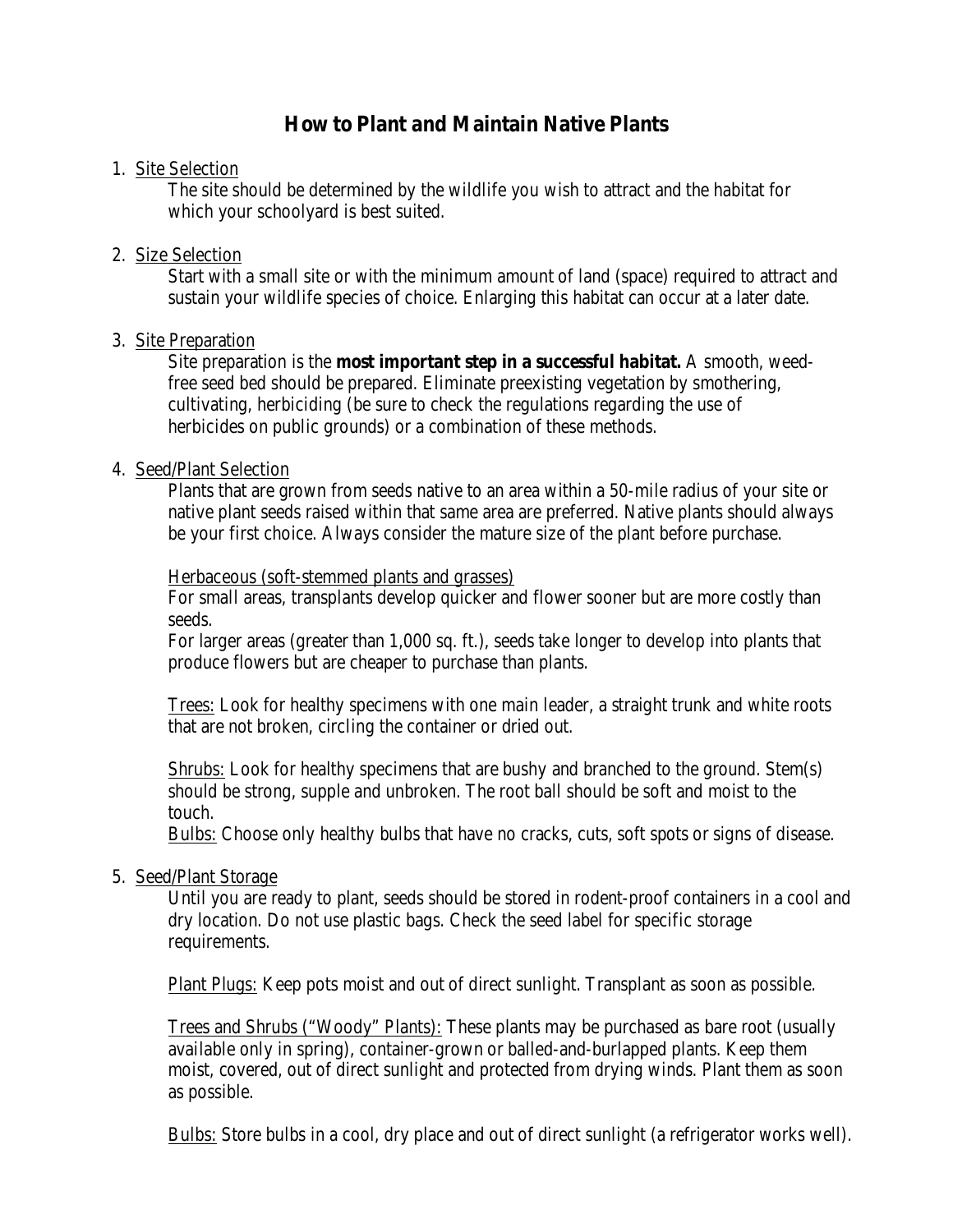# How to Plant and Maintain Native Plants

1. Site Selection

   The site should be determined by the wildlife you wish to attract and the habitat for which your schoolyard is best suited.

2. Size Selection

   Start with a small site or with the minimum amount of land (space) required to attract and sustain your wildlife species of choice. Enlarging this habitat can occur at a later date.

3. Site Preparation

   Site preparation is the **most important step in a successful habitat.** A smooth, weed-free seed bed should be prepared. Eliminate preexisting vegetation by smothering, cultivating, herbiciding (be sure to check the regulations regarding the use of herbicides on public grounds) or a combination of these methods.

4. Seed/Plant Selection

   Plants that are grown from seeds native to an area within a 50-mile radius of your site or native plant seeds raised within that same area are preferred. Native plants should always be your first choice. Always consider the mature size of the plant before purchase.

   Herbaceous (soft-stemmed plants and grasses)
   For small areas, transplants develop quicker and flower sooner but are more costly than seeds.
   For larger areas (greater than 1,000 sq. ft.), seeds take longer to develop into plants that produce flowers but are cheaper to purchase than plants.

   Trees: Look for healthy specimens with one main leader, a straight trunk and white roots that are not broken, circling the container or dried out.

   Shrubs: Look for healthy specimens that are bushy and branched to the ground. Stem(s) should be strong, supple and unbroken. The root ball should be soft and moist to the touch.
   Bulbs: Choose only healthy bulbs that have no cracks, cuts, soft spots or signs of disease.

5. Seed/Plant Storage

   Until you are ready to plant, seeds should be stored in rodent-proof containers in a cool and dry location. Do not use plastic bags. Check the seed label for specific storage requirements.

   Plant Plugs: Keep pots moist and out of direct sunlight. Transplant as soon as possible.

   Trees and Shrubs ("Woody" Plants): These plants may be purchased as bare root (usually available only in spring), container-grown or balled-and-burlapped plants. Keep them moist, covered, out of direct sunlight and protected from drying winds. Plant them as soon as possible.

   Bulbs: Store bulbs in a cool, dry place and out of direct sunlight (a refrigerator works well).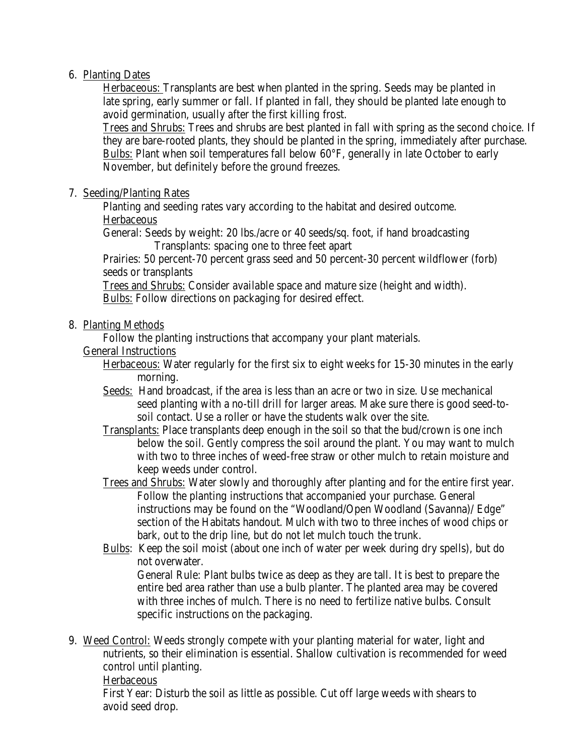6. Planting Dates

   Herbaceous: Transplants are best when planted in the spring. Seeds may be planted in late spring, early summer or fall. If planted in fall, they should be planted late enough to avoid germination, usually after the first killing frost.

   Trees and Shrubs: Trees and shrubs are best planted in fall with spring as the second choice. If they are bare-rooted plants, they should be planted in the spring, immediately after purchase.

   Bulbs: Plant when soil temperatures fall below 60°F, generally in late October to early November, but definitely before the ground freezes.

7. Seeding/Planting Rates

   Planting and seeding rates vary according to the habitat and desired outcome.

   Herbaceous

   General: Seeds by weight: 20 lbs./acre or 40 seeds/sq. foot, if hand broadcasting

   Transplants: spacing one to three feet apart

   Prairies: 50 percent-70 percent grass seed and 50 percent-30 percent wildflower (forb) seeds or transplants

   Trees and Shrubs: Consider available space and mature size (height and width).

   Bulbs: Follow directions on packaging for desired effect.

8. Planting Methods

   Follow the planting instructions that accompany your plant materials.

   General Instructions

   - Herbaceous: Water regularly for the first six to eight weeks for 15-30 minutes in the early morning.
   - Seeds: Hand broadcast, if the area is less than an acre or two in size. Use mechanical seed planting with a no-till drill for larger areas. Make sure there is good seed-to-soil contact. Use a roller or have the students walk over the site.
   - Transplants: Place transplants deep enough in the soil so that the bud/crown is one inch below the soil. Gently compress the soil around the plant. You may want to mulch with two to three inches of weed-free straw or other mulch to retain moisture and keep weeds under control.
   - Trees and Shrubs: Water slowly and thoroughly after planting and for the entire first year. Follow the planting instructions that accompanied your purchase. General instructions may be found on the "Woodland/Open Woodland (Savanna)/ Edge" section of the Habitats handout. Mulch with two to three inches of wood chips or bark, out to the drip line, but do not let mulch touch the trunk.
   - Bulbs: Keep the soil moist (about one inch of water per week during dry spells), but do not overwater.

     General Rule: Plant bulbs twice as deep as they are tall. It is best to prepare the entire bed area rather than use a bulb planter. The planted area may be covered with three inches of mulch. There is no need to fertilize native bulbs. Consult specific instructions on the packaging.

9. Weed Control: Weeds strongly compete with your planting material for water, light and nutrients, so their elimination is essential. Shallow cultivation is recommended for weed control until planting.

   Herbaceous

   First Year: Disturb the soil as little as possible. Cut off large weeds with shears to avoid seed drop.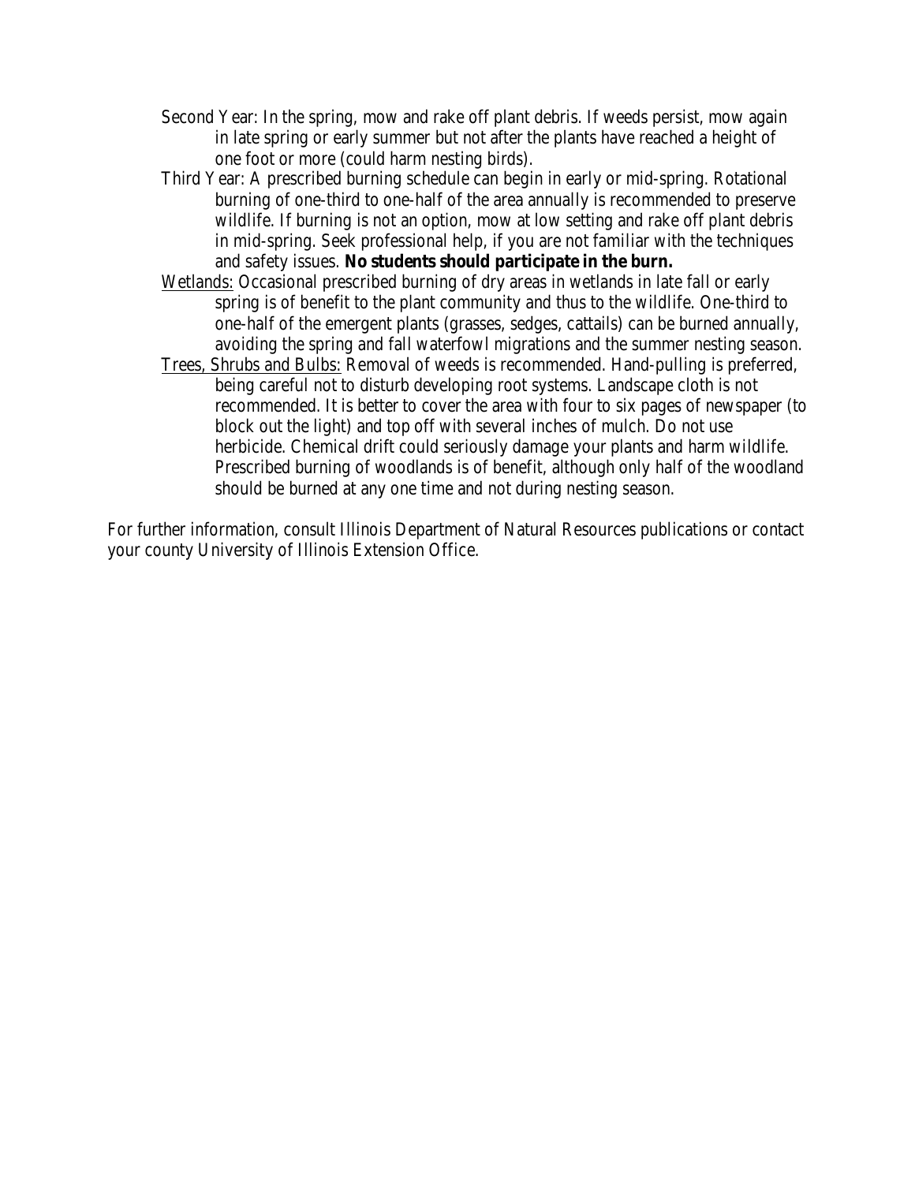Second Year: In the spring, mow and rake off plant debris. If weeds persist, mow again in late spring or early summer but not after the plants have reached a height of one foot or more (could harm nesting birds).

Third Year: A prescribed burning schedule can begin in early or mid-spring. Rotational burning of one-third to one-half of the area annually is recommended to preserve wildlife. If burning is not an option, mow at low setting and rake off plant debris in mid-spring. Seek professional help, if you are not familiar with the techniques and safety issues. **No students should participate in the burn.**

<u>Wetlands:</u> Occasional prescribed burning of dry areas in wetlands in late fall or early spring is of benefit to the plant community and thus to the wildlife. One-third to one-half of the emergent plants (grasses, sedges, cattails) can be burned annually, avoiding the spring and fall waterfowl migrations and the summer nesting season.

<u>Trees, Shrubs and Bulbs:</u> Removal of weeds is recommended. Hand-pulling is preferred, being careful not to disturb developing root systems. Landscape cloth is not recommended. It is better to cover the area with four to six pages of newspaper (to block out the light) and top off with several inches of mulch. Do not use herbicide. Chemical drift could seriously damage your plants and harm wildlife. Prescribed burning of woodlands is of benefit, although only half of the woodland should be burned at any one time and not during nesting season.

For further information, consult Illinois Department of Natural Resources publications or contact your county University of Illinois Extension Office.